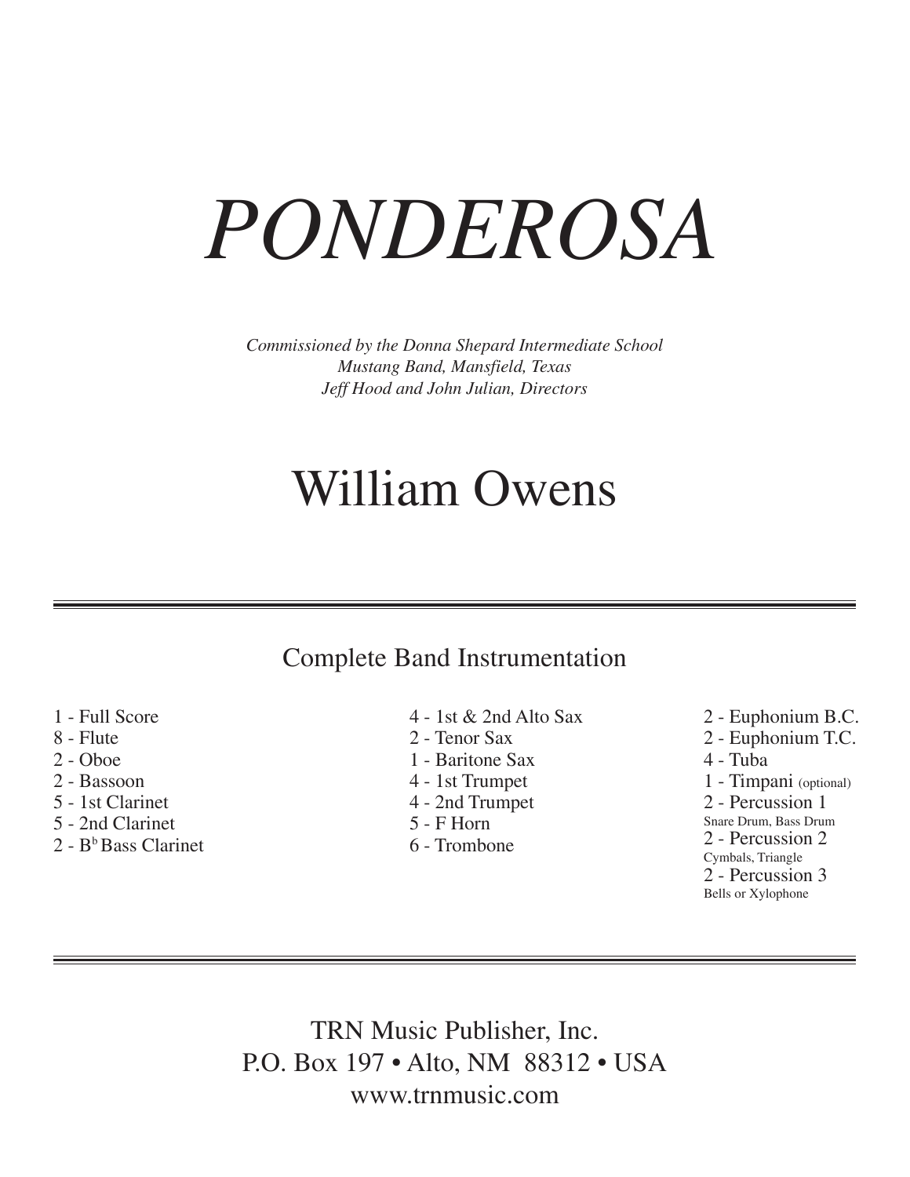# *PONDEROSA*

*Commissioned by the Donna Shepard Intermediate School*
*Mustang Band, Mansfield, Texas*
*Jeff Hood and John Julian, Directors*

## William Owens

---

### Complete Band Instrumentation

1 - Full Score
8 - Flute
2 - Oboe
2 - Bassoon
5 - 1st Clarinet
5 - 2nd Clarinet
2 - B$^{b}$ Bass Clarinet

4 - 1st & 2nd Alto Sax
2 - Tenor Sax
1 - Baritone Sax
4 - 1st Trumpet
4 - 2nd Trumpet
5 - F Horn
6 - Trombone

2 - Euphonium B.C.
2 - Euphonium T.C.
4 - Tuba
1 - Timpani (optional)
2 - Percussion 1
Snare Drum, Bass Drum
2 - Percussion 2
Cymbals, Triangle
2 - Percussion 3
Bells or Xylophone

---

TRN Music Publisher, Inc.
P.O. Box 197 • Alto, NM 88312 • USA
www.trnmusic.com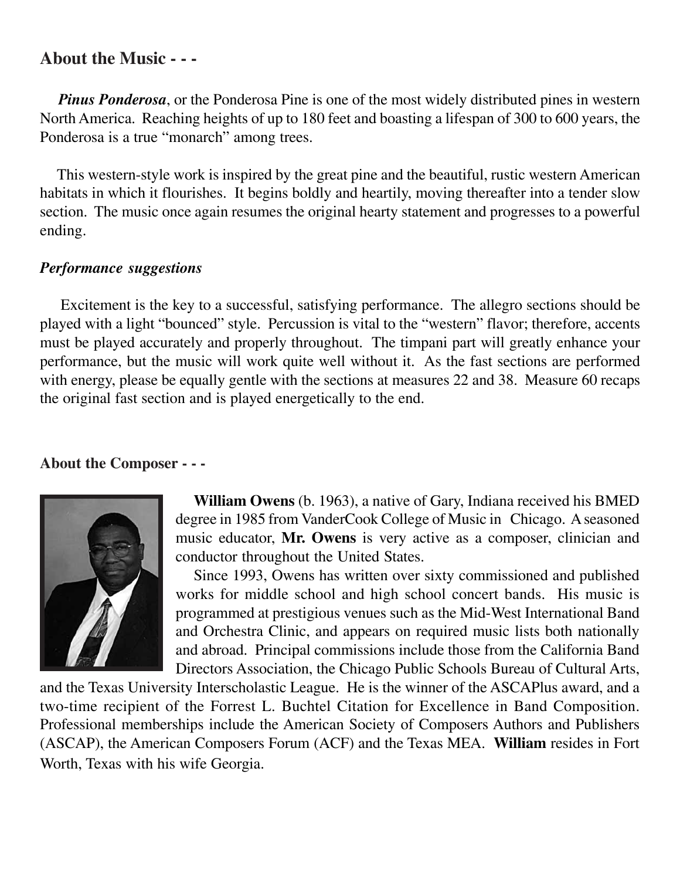## About the Music - - -

***Pinus Ponderosa***, or the Ponderosa Pine is one of the most widely distributed pines in western North America. Reaching heights of up to 180 feet and boasting a lifespan of 300 to 600 years, the Ponderosa is a true "monarch" among trees.

This western-style work is inspired by the great pine and the beautiful, rustic western American habitats in which it flourishes. It begins boldly and heartily, moving thereafter into a tender slow section. The music once again resumes the original hearty statement and progresses to a powerful ending.

### *Performance suggestions*

Excitement is the key to a successful, satisfying performance. The allegro sections should be played with a light "bounced" style. Percussion is vital to the "western" flavor; therefore, accents must be played accurately and properly throughout. The timpani part will greatly enhance your performance, but the music will work quite well without it. As the fast sections are performed with energy, please be equally gentle with the sections at measures 22 and 38. Measure 60 recaps the original fast section and is played energetically to the end.

## About the Composer - - -

**William Owens** (b. 1963), a native of Gary, Indiana received his BMED degree in 1985 from VanderCook College of Music in Chicago. A seasoned music educator, **Mr. Owens** is very active as a composer, clinician and conductor throughout the United States.

Since 1993, Owens has written over sixty commissioned and published works for middle school and high school concert bands. His music is programmed at prestigious venues such as the Mid-West International Band and Orchestra Clinic, and appears on required music lists both nationally and abroad. Principal commissions include those from the California Band Directors Association, the Chicago Public Schools Bureau of Cultural Arts, and the Texas University Interscholastic League. He is the winner of the ASCAPlus award, and a two-time recipient of the Forrest L. Buchtel Citation for Excellence in Band Composition. Professional memberships include the American Society of Composers Authors and Publishers (ASCAP), the American Composers Forum (ACF) and the Texas MEA. **William** resides in Fort Worth, Texas with his wife Georgia.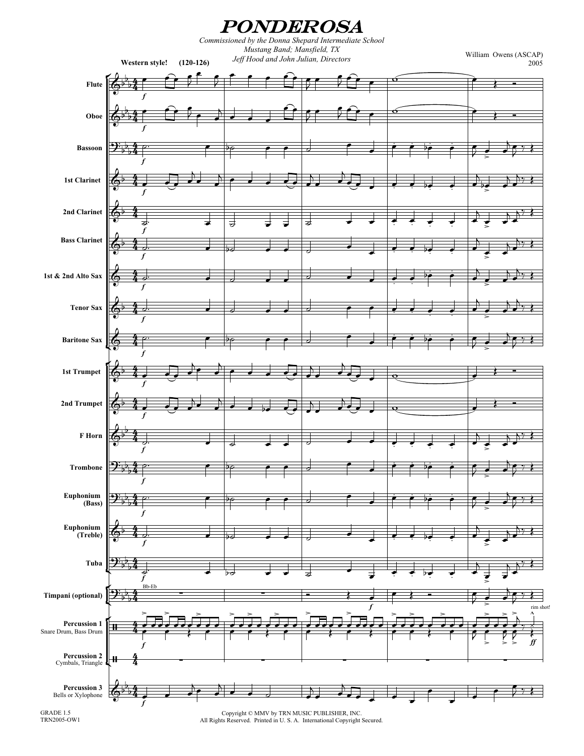# PONDEROSA

*Commissioned by the Donna Shepard Intermediate School*
*Mustang Band; Mansfield, TX*
*Jeff Hood and John Julian, Directors*

William Owens (ASCAP)
2005

**Western style!** **(120-126)**

Flute
Oboe
Bassoon
1st Clarinet
2nd Clarinet
Bass Clarinet
1st & 2nd Alto Sax
Tenor Sax
Baritone Sax
1st Trumpet
2nd Trumpet
F Horn
Trombone
Euphonium (Bass)
Euphonium (Treble)
Tuba
Timpani (optional) — Bb-Eb
Percussion 1 — Snare Drum, Bass Drum — rim shot!
Percussion 2 — Cymbals, Triangle
Percussion 3 — Bells or Xylophone

GRADE 1.5
TRN2005-OW1

Copyright © MMV by TRN MUSIC PUBLISHER, INC.
All Rights Reserved. Printed in U. S. A. International Copyright Secured.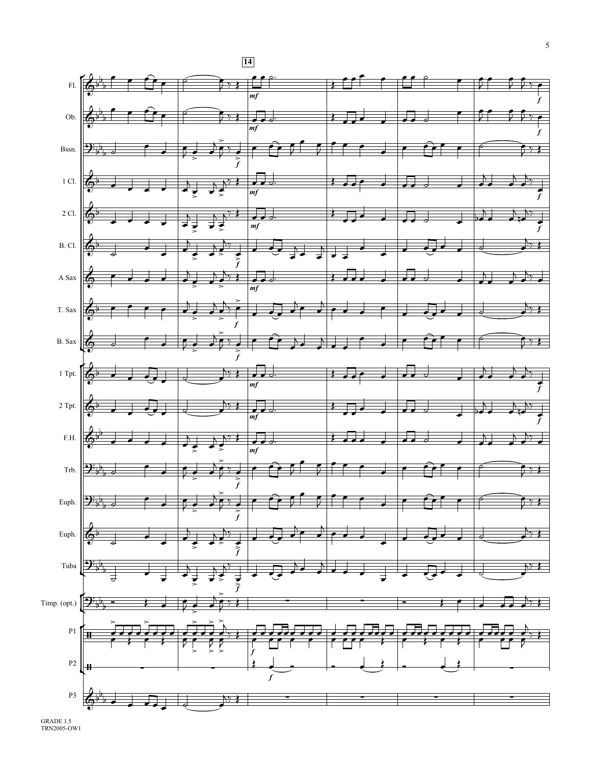14

Fl.

Ob.

Bssn.

1 Cl.

2 Cl.

B. Cl.

A Sax

T. Sax

B. Sax

1 Tpt.

2 Tpt.

F.H.

Trb.

Euph.

Euph.

Tuba

Timp. (opt.)

P1

P2

P3